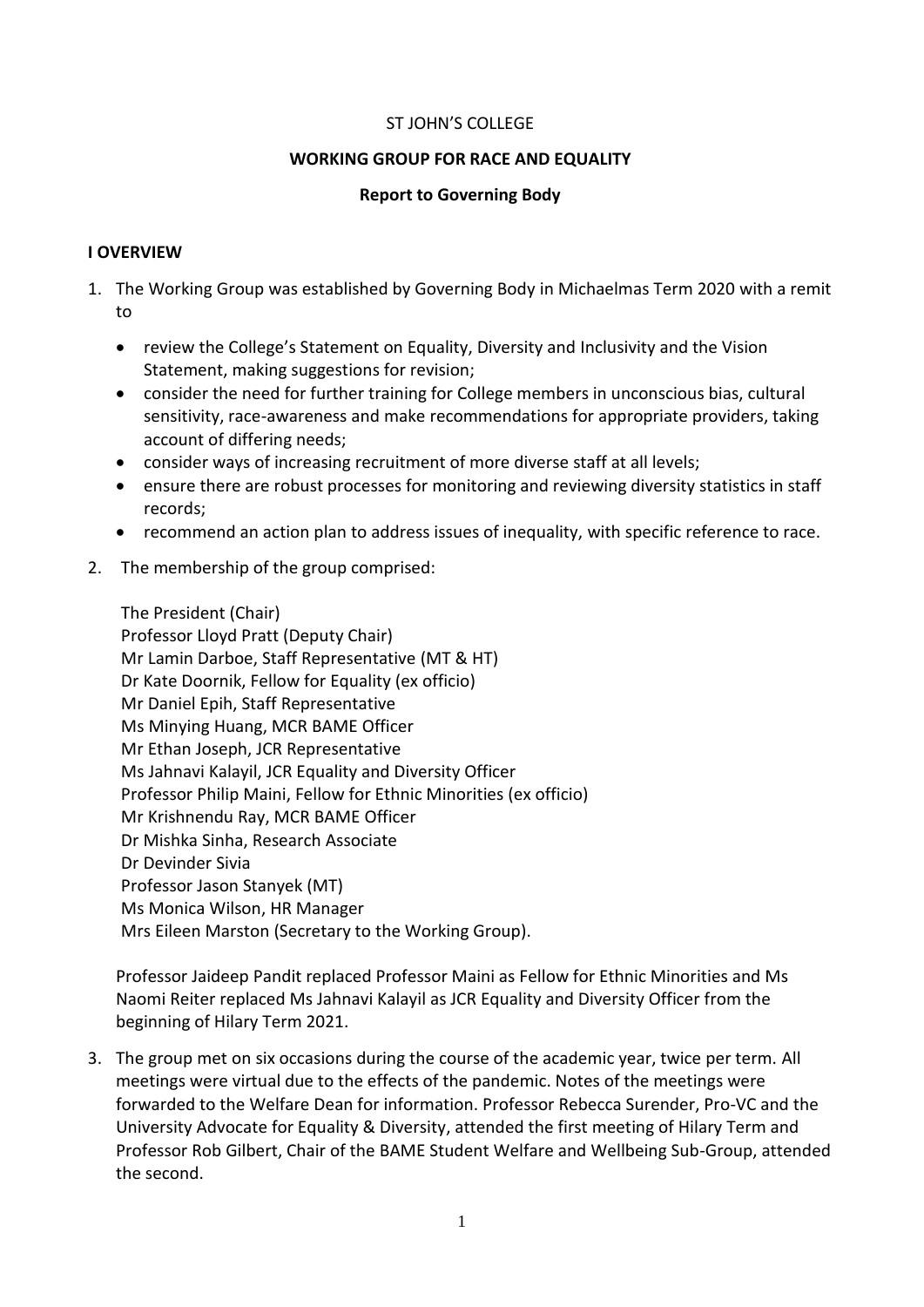ST JOHN'S COLLEGE

**WORKING GROUP FOR RACE AND EQUALITY**

**Report to Governing Body**

## I OVERVIEW

1. The Working Group was established by Governing Body in Michaelmas Term 2020 with a remit to

   - review the College's Statement on Equality, Diversity and Inclusivity and the Vision Statement, making suggestions for revision;
   - consider the need for further training for College members in unconscious bias, cultural sensitivity, race-awareness and make recommendations for appropriate providers, taking account of differing needs;
   - consider ways of increasing recruitment of more diverse staff at all levels;
   - ensure there are robust processes for monitoring and reviewing diversity statistics in staff records;
   - recommend an action plan to address issues of inequality, with specific reference to race.

2. The membership of the group comprised:

   The President (Chair)
   Professor Lloyd Pratt (Deputy Chair)
   Mr Lamin Darboe, Staff Representative (MT & HT)
   Dr Kate Doornik, Fellow for Equality (ex officio)
   Mr Daniel Epih, Staff Representative
   Ms Minying Huang, MCR BAME Officer
   Mr Ethan Joseph, JCR Representative
   Ms Jahnavi Kalayil, JCR Equality and Diversity Officer
   Professor Philip Maini, Fellow for Ethnic Minorities (ex officio)
   Mr Krishnendu Ray, MCR BAME Officer
   Dr Mishka Sinha, Research Associate
   Dr Devinder Sivia
   Professor Jason Stanyek (MT)
   Ms Monica Wilson, HR Manager
   Mrs Eileen Marston (Secretary to the Working Group).

   Professor Jaideep Pandit replaced Professor Maini as Fellow for Ethnic Minorities and Ms Naomi Reiter replaced Ms Jahnavi Kalayil as JCR Equality and Diversity Officer from the beginning of Hilary Term 2021.

3. The group met on six occasions during the course of the academic year, twice per term. All meetings were virtual due to the effects of the pandemic. Notes of the meetings were forwarded to the Welfare Dean for information. Professor Rebecca Surender, Pro-VC and the University Advocate for Equality & Diversity, attended the first meeting of Hilary Term and Professor Rob Gilbert, Chair of the BAME Student Welfare and Wellbeing Sub-Group, attended the second.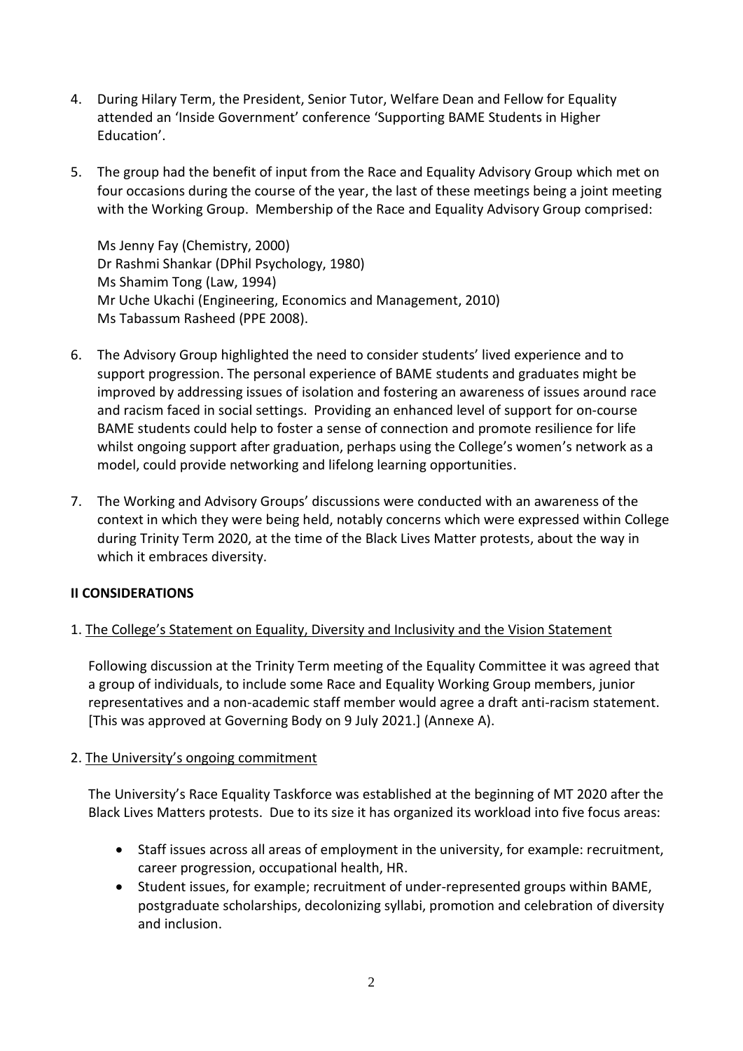4. During Hilary Term, the President, Senior Tutor, Welfare Dean and Fellow for Equality attended an 'Inside Government' conference 'Supporting BAME Students in Higher Education'.

5. The group had the benefit of input from the Race and Equality Advisory Group which met on four occasions during the course of the year, the last of these meetings being a joint meeting with the Working Group. Membership of the Race and Equality Advisory Group comprised:

   Ms Jenny Fay (Chemistry, 2000)
   Dr Rashmi Shankar (DPhil Psychology, 1980)
   Ms Shamim Tong (Law, 1994)
   Mr Uche Ukachi (Engineering, Economics and Management, 2010)
   Ms Tabassum Rasheed (PPE 2008).

6. The Advisory Group highlighted the need to consider students' lived experience and to support progression. The personal experience of BAME students and graduates might be improved by addressing issues of isolation and fostering an awareness of issues around race and racism faced in social settings. Providing an enhanced level of support for on-course BAME students could help to foster a sense of connection and promote resilience for life whilst ongoing support after graduation, perhaps using the College's women's network as a model, could provide networking and lifelong learning opportunities.

7. The Working and Advisory Groups' discussions were conducted with an awareness of the context in which they were being held, notably concerns which were expressed within College during Trinity Term 2020, at the time of the Black Lives Matter protests, about the way in which it embraces diversity.

## II CONSIDERATIONS

1. The College's Statement on Equality, Diversity and Inclusivity and the Vision Statement

   Following discussion at the Trinity Term meeting of the Equality Committee it was agreed that a group of individuals, to include some Race and Equality Working Group members, junior representatives and a non-academic staff member would agree a draft anti-racism statement. [This was approved at Governing Body on 9 July 2021.] (Annexe A).

2. The University's ongoing commitment

   The University's Race Equality Taskforce was established at the beginning of MT 2020 after the Black Lives Matters protests. Due to its size it has organized its workload into five focus areas:

   - Staff issues across all areas of employment in the university, for example: recruitment, career progression, occupational health, HR.
   - Student issues, for example; recruitment of under-represented groups within BAME, postgraduate scholarships, decolonizing syllabi, promotion and celebration of diversity and inclusion.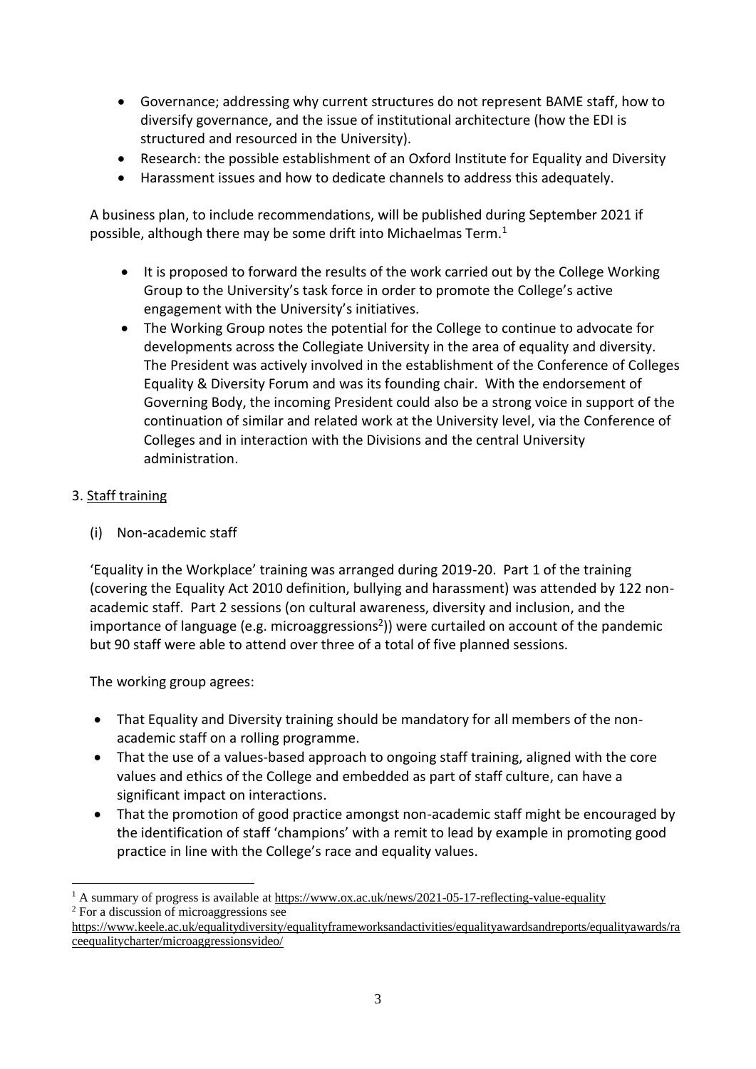- Governance; addressing why current structures do not represent BAME staff, how to diversify governance, and the issue of institutional architecture (how the EDI is structured and resourced in the University).
- Research: the possible establishment of an Oxford Institute for Equality and Diversity
- Harassment issues and how to dedicate channels to address this adequately.

A business plan, to include recommendations, will be published during September 2021 if possible, although there may be some drift into Michaelmas Term.[1]

- It is proposed to forward the results of the work carried out by the College Working Group to the University's task force in order to promote the College's active engagement with the University's initiatives.
- The Working Group notes the potential for the College to continue to advocate for developments across the Collegiate University in the area of equality and diversity. The President was actively involved in the establishment of the Conference of Colleges Equality & Diversity Forum and was its founding chair. With the endorsement of Governing Body, the incoming President could also be a strong voice in support of the continuation of similar and related work at the University level, via the Conference of Colleges and in interaction with the Divisions and the central University administration.

3. Staff training

(i) Non-academic staff

'Equality in the Workplace' training was arranged during 2019-20. Part 1 of the training (covering the Equality Act 2010 definition, bullying and harassment) was attended by 122 non-academic staff. Part 2 sessions (on cultural awareness, diversity and inclusion, and the importance of language (e.g. microaggressions[2])) were curtailed on account of the pandemic but 90 staff were able to attend over three of a total of five planned sessions.

The working group agrees:

- That Equality and Diversity training should be mandatory for all members of the non-academic staff on a rolling programme.
- That the use of a values-based approach to ongoing staff training, aligned with the core values and ethics of the College and embedded as part of staff culture, can have a significant impact on interactions.
- That the promotion of good practice amongst non-academic staff might be encouraged by the identification of staff 'champions' with a remit to lead by example in promoting good practice in line with the College's race and equality values.

---

[1] A summary of progress is available at https://www.ox.ac.uk/news/2021-05-17-reflecting-value-equality

[2] For a discussion of microaggressions see https://www.keele.ac.uk/equalitydiversity/equalityframeworksandactivities/equalityawardsandreports/equalityawards/raceequalitycharter/microaggressionsvideo/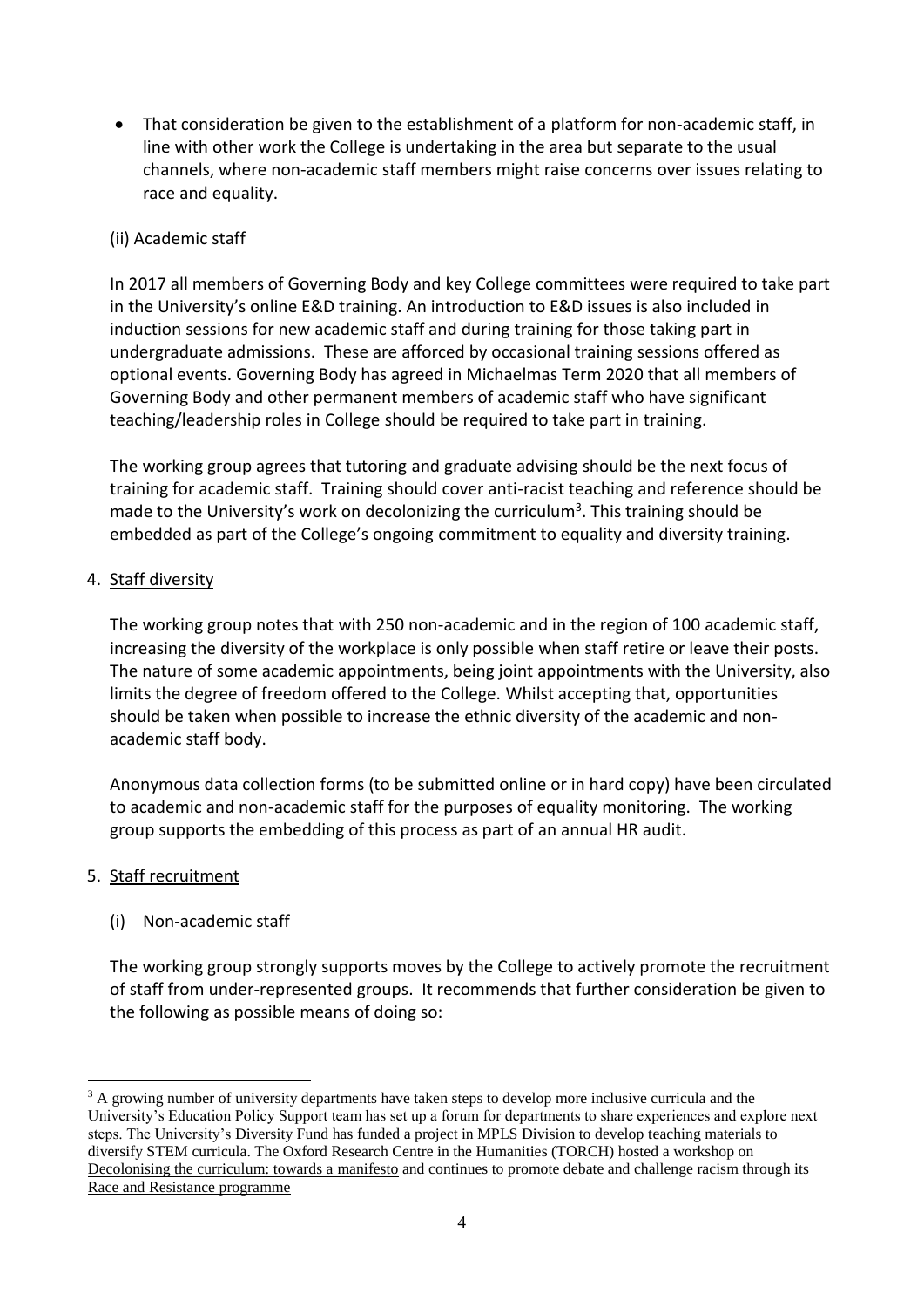- That consideration be given to the establishment of a platform for non-academic staff, in line with other work the College is undertaking in the area but separate to the usual channels, where non-academic staff members might raise concerns over issues relating to race and equality.

(ii) Academic staff

In 2017 all members of Governing Body and key College committees were required to take part in the University's online E&D training. An introduction to E&D issues is also included in induction sessions for new academic staff and during training for those taking part in undergraduate admissions. These are afforced by occasional training sessions offered as optional events. Governing Body has agreed in Michaelmas Term 2020 that all members of Governing Body and other permanent members of academic staff who have significant teaching/leadership roles in College should be required to take part in training.

The working group agrees that tutoring and graduate advising should be the next focus of training for academic staff. Training should cover anti-racist teaching and reference should be made to the University's work on decolonizing the curriculum[3]. This training should be embedded as part of the College's ongoing commitment to equality and diversity training.

4. <u>Staff diversity</u>

The working group notes that with 250 non-academic and in the region of 100 academic staff, increasing the diversity of the workplace is only possible when staff retire or leave their posts. The nature of some academic appointments, being joint appointments with the University, also limits the degree of freedom offered to the College. Whilst accepting that, opportunities should be taken when possible to increase the ethnic diversity of the academic and non-academic staff body.

Anonymous data collection forms (to be submitted online or in hard copy) have been circulated to academic and non-academic staff for the purposes of equality monitoring. The working group supports the embedding of this process as part of an annual HR audit.

5. <u>Staff recruitment</u>

(i) Non-academic staff

The working group strongly supports moves by the College to actively promote the recruitment of staff from under-represented groups. It recommends that further consideration be given to the following as possible means of doing so:

---

[3] A growing number of university departments have taken steps to develop more inclusive curricula and the University's Education Policy Support team has set up a forum for departments to share experiences and explore next steps. The University's Diversity Fund has funded a project in MPLS Division to develop teaching materials to diversify STEM curricula. The Oxford Research Centre in the Humanities (TORCH) hosted a workshop on <u>Decolonising the curriculum: towards a manifesto</u> and continues to promote debate and challenge racism through its <u>Race and Resistance programme</u>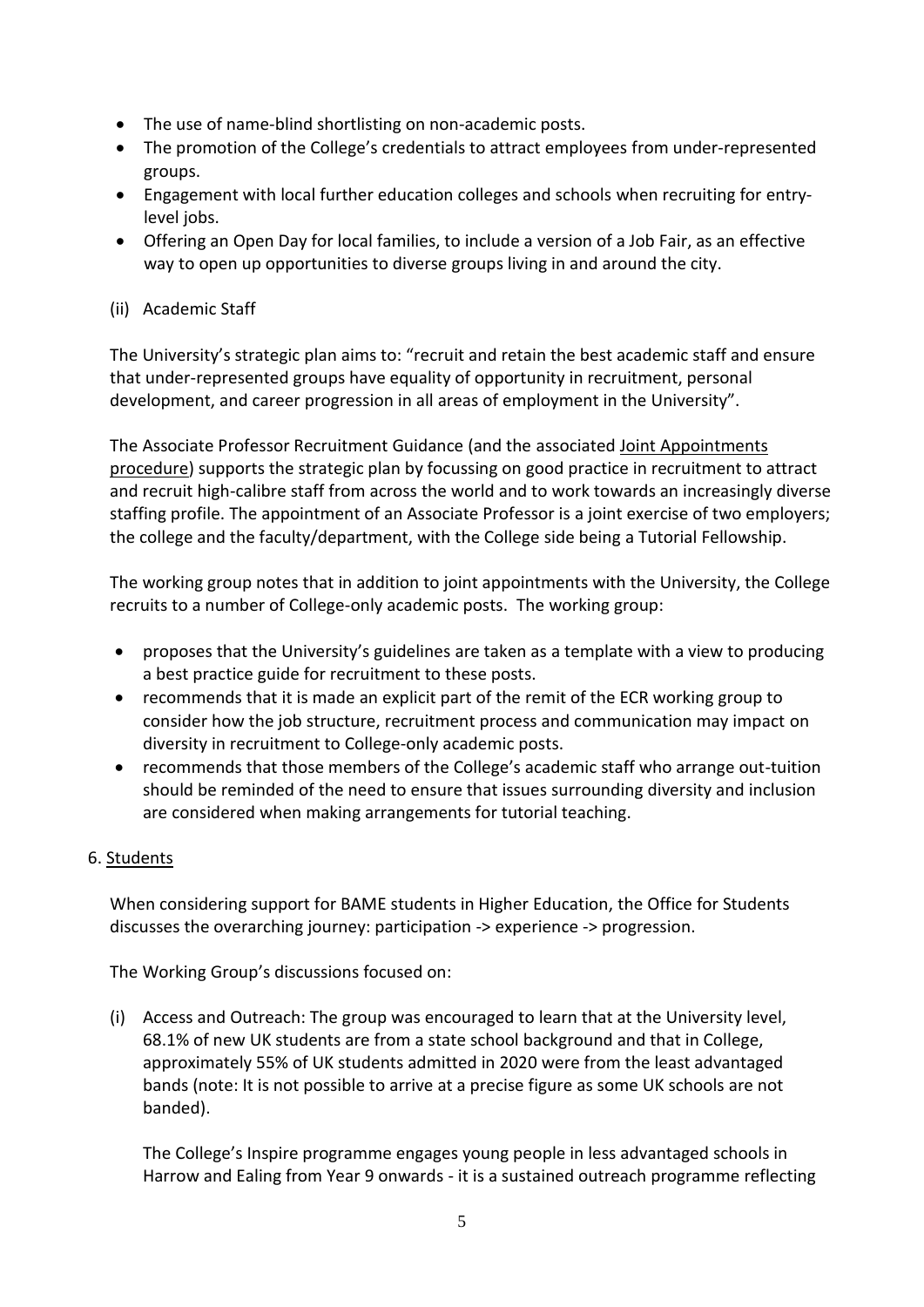- The use of name-blind shortlisting on non-academic posts.
- The promotion of the College's credentials to attract employees from under-represented groups.
- Engagement with local further education colleges and schools when recruiting for entry-level jobs.
- Offering an Open Day for local families, to include a version of a Job Fair, as an effective way to open up opportunities to diverse groups living in and around the city.

(ii) Academic Staff

The University's strategic plan aims to: "recruit and retain the best academic staff and ensure that under-represented groups have equality of opportunity in recruitment, personal development, and career progression in all areas of employment in the University".

The Associate Professor Recruitment Guidance (and the associated Joint Appointments procedure) supports the strategic plan by focussing on good practice in recruitment to attract and recruit high-calibre staff from across the world and to work towards an increasingly diverse staffing profile. The appointment of an Associate Professor is a joint exercise of two employers; the college and the faculty/department, with the College side being a Tutorial Fellowship.

The working group notes that in addition to joint appointments with the University, the College recruits to a number of College-only academic posts. The working group:

- proposes that the University's guidelines are taken as a template with a view to producing a best practice guide for recruitment to these posts.
- recommends that it is made an explicit part of the remit of the ECR working group to consider how the job structure, recruitment process and communication may impact on diversity in recruitment to College-only academic posts.
- recommends that those members of the College's academic staff who arrange out-tuition should be reminded of the need to ensure that issues surrounding diversity and inclusion are considered when making arrangements for tutorial teaching.

## 6. Students

When considering support for BAME students in Higher Education, the Office for Students discusses the overarching journey: participation -> experience -> progression.

The Working Group's discussions focused on:

(i) Access and Outreach: The group was encouraged to learn that at the University level, 68.1% of new UK students are from a state school background and that in College, approximately 55% of UK students admitted in 2020 were from the least advantaged bands (note: It is not possible to arrive at a precise figure as some UK schools are not banded).

The College's Inspire programme engages young people in less advantaged schools in Harrow and Ealing from Year 9 onwards - it is a sustained outreach programme reflecting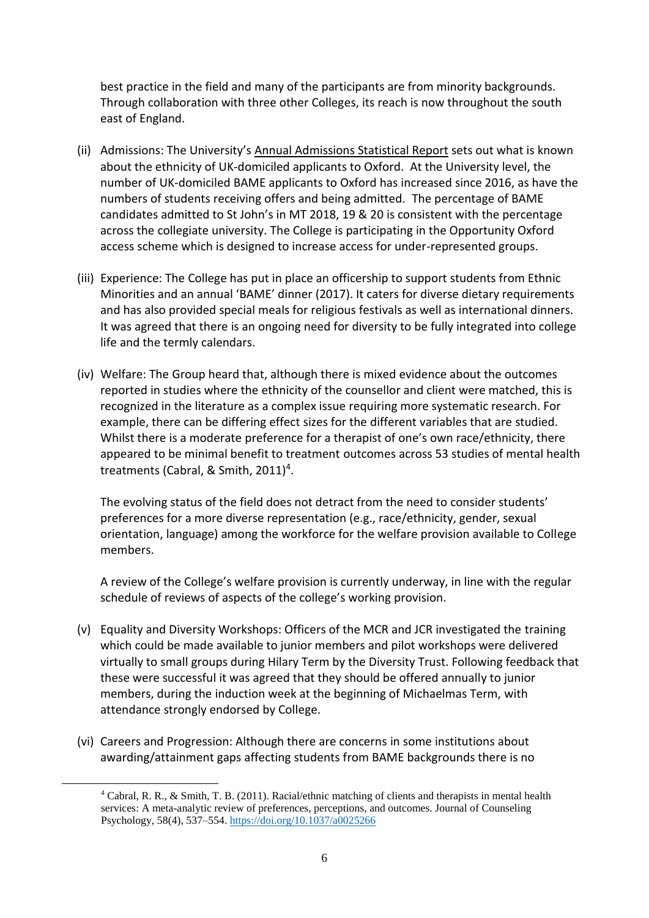best practice in the field and many of the participants are from minority backgrounds. Through collaboration with three other Colleges, its reach is now throughout the south east of England.

(ii) Admissions: The University's Annual Admissions Statistical Report sets out what is known about the ethnicity of UK-domiciled applicants to Oxford. At the University level, the number of UK-domiciled BAME applicants to Oxford has increased since 2016, as have the numbers of students receiving offers and being admitted. The percentage of BAME candidates admitted to St John's in MT 2018, 19 & 20 is consistent with the percentage across the collegiate university. The College is participating in the Opportunity Oxford access scheme which is designed to increase access for under-represented groups.

(iii) Experience: The College has put in place an officership to support students from Ethnic Minorities and an annual 'BAME' dinner (2017). It caters for diverse dietary requirements and has also provided special meals for religious festivals as well as international dinners. It was agreed that there is an ongoing need for diversity to be fully integrated into college life and the termly calendars.

(iv) Welfare: The Group heard that, although there is mixed evidence about the outcomes reported in studies where the ethnicity of the counsellor and client were matched, this is recognized in the literature as a complex issue requiring more systematic research. For example, there can be differing effect sizes for the different variables that are studied. Whilst there is a moderate preference for a therapist of one's own race/ethnicity, there appeared to be minimal benefit to treatment outcomes across 53 studies of mental health treatments (Cabral, & Smith, 2011)[4].

The evolving status of the field does not detract from the need to consider students' preferences for a more diverse representation (e.g., race/ethnicity, gender, sexual orientation, language) among the workforce for the welfare provision available to College members.

A review of the College's welfare provision is currently underway, in line with the regular schedule of reviews of aspects of the college's working provision.

(v) Equality and Diversity Workshops: Officers of the MCR and JCR investigated the training which could be made available to junior members and pilot workshops were delivered virtually to small groups during Hilary Term by the Diversity Trust. Following feedback that these were successful it was agreed that they should be offered annually to junior members, during the induction week at the beginning of Michaelmas Term, with attendance strongly endorsed by College.

(vi) Careers and Progression: Although there are concerns in some institutions about awarding/attainment gaps affecting students from BAME backgrounds there is no

[4] Cabral, R. R., & Smith, T. B. (2011). Racial/ethnic matching of clients and therapists in mental health services: A meta-analytic review of preferences, perceptions, and outcomes. Journal of Counseling Psychology, 58(4), 537–554. https://doi.org/10.1037/a0025266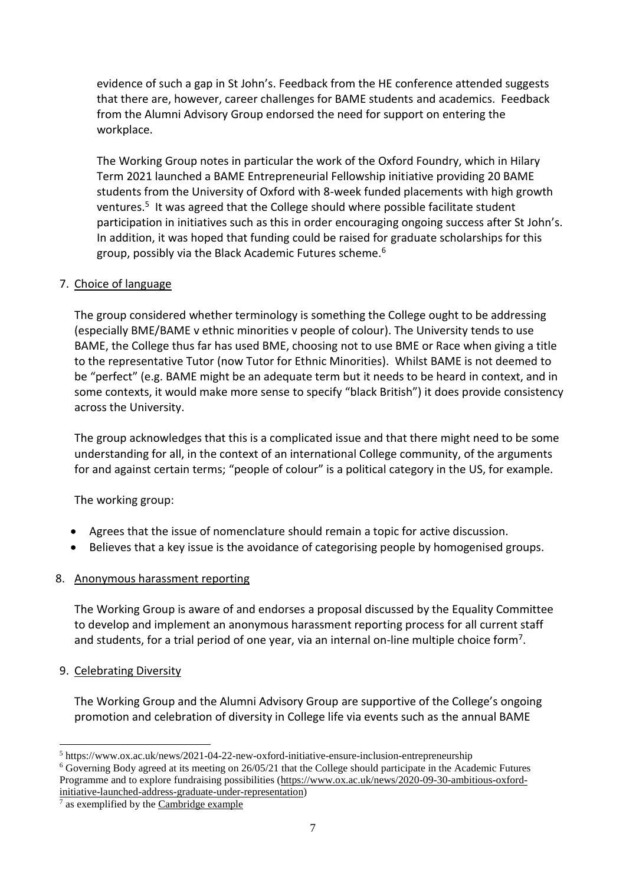evidence of such a gap in St John's. Feedback from the HE conference attended suggests that there are, however, career challenges for BAME students and academics. Feedback from the Alumni Advisory Group endorsed the need for support on entering the workplace.

The Working Group notes in particular the work of the Oxford Foundry, which in Hilary Term 2021 launched a BAME Entrepreneurial Fellowship initiative providing 20 BAME students from the University of Oxford with 8-week funded placements with high growth ventures.[5] It was agreed that the College should where possible facilitate student participation in initiatives such as this in order encouraging ongoing success after St John's. In addition, it was hoped that funding could be raised for graduate scholarships for this group, possibly via the Black Academic Futures scheme.[6]

7. Choice of language

The group considered whether terminology is something the College ought to be addressing (especially BME/BAME v ethnic minorities v people of colour). The University tends to use BAME, the College thus far has used BME, choosing not to use BME or Race when giving a title to the representative Tutor (now Tutor for Ethnic Minorities). Whilst BAME is not deemed to be "perfect" (e.g. BAME might be an adequate term but it needs to be heard in context, and in some contexts, it would make more sense to specify "black British") it does provide consistency across the University.

The group acknowledges that this is a complicated issue and that there might need to be some understanding for all, in the context of an international College community, of the arguments for and against certain terms; "people of colour" is a political category in the US, for example.

The working group:

- Agrees that the issue of nomenclature should remain a topic for active discussion.
- Believes that a key issue is the avoidance of categorising people by homogenised groups.

8. Anonymous harassment reporting

The Working Group is aware of and endorses a proposal discussed by the Equality Committee to develop and implement an anonymous harassment reporting process for all current staff and students, for a trial period of one year, via an internal on-line multiple choice form[7].

9. Celebrating Diversity

The Working Group and the Alumni Advisory Group are supportive of the College's ongoing promotion and celebration of diversity in College life via events such as the annual BAME

---

[5] https://www.ox.ac.uk/news/2021-04-22-new-oxford-initiative-ensure-inclusion-entrepreneurship

[6] Governing Body agreed at its meeting on 26/05/21 that the College should participate in the Academic Futures Programme and to explore fundraising possibilities (https://www.ox.ac.uk/news/2020-09-30-ambitious-oxford-initiative-launched-address-graduate-under-representation)

[7] as exemplified by the Cambridge example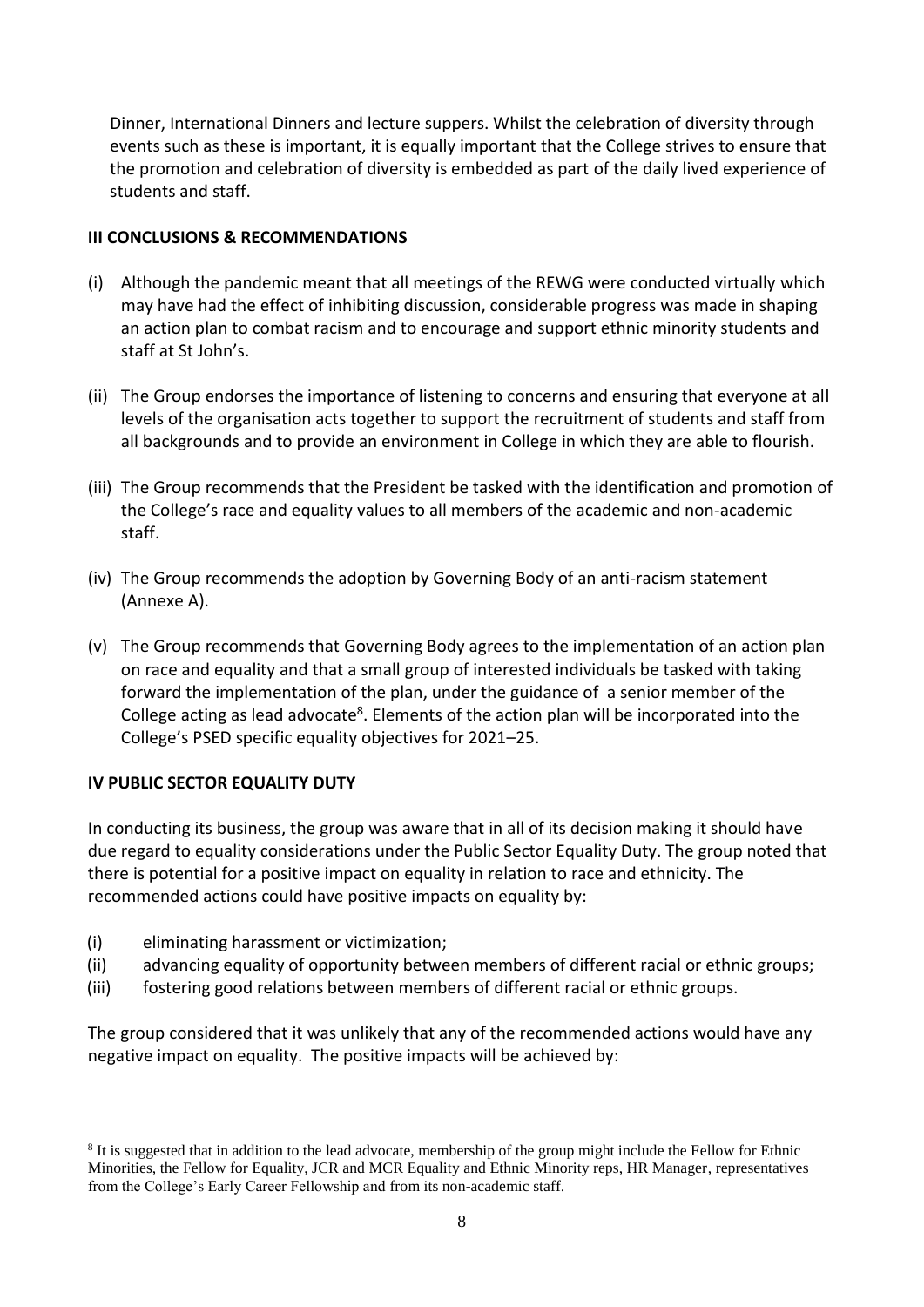Dinner, International Dinners and lecture suppers. Whilst the celebration of diversity through events such as these is important, it is equally important that the College strives to ensure that the promotion and celebration of diversity is embedded as part of the daily lived experience of students and staff.

## III CONCLUSIONS & RECOMMENDATIONS

(i) Although the pandemic meant that all meetings of the REWG were conducted virtually which may have had the effect of inhibiting discussion, considerable progress was made in shaping an action plan to combat racism and to encourage and support ethnic minority students and staff at St John's.

(ii) The Group endorses the importance of listening to concerns and ensuring that everyone at all levels of the organisation acts together to support the recruitment of students and staff from all backgrounds and to provide an environment in College in which they are able to flourish.

(iii) The Group recommends that the President be tasked with the identification and promotion of the College's race and equality values to all members of the academic and non-academic staff.

(iv) The Group recommends the adoption by Governing Body of an anti-racism statement (Annexe A).

(v) The Group recommends that Governing Body agrees to the implementation of an action plan on race and equality and that a small group of interested individuals be tasked with taking forward the implementation of the plan, under the guidance of a senior member of the College acting as lead advocate[8]. Elements of the action plan will be incorporated into the College's PSED specific equality objectives for 2021–25.

## IV PUBLIC SECTOR EQUALITY DUTY

In conducting its business, the group was aware that in all of its decision making it should have due regard to equality considerations under the Public Sector Equality Duty. The group noted that there is potential for a positive impact on equality in relation to race and ethnicity. The recommended actions could have positive impacts on equality by:

(i) eliminating harassment or victimization;
(ii) advancing equality of opportunity between members of different racial or ethnic groups;
(iii) fostering good relations between members of different racial or ethnic groups.

The group considered that it was unlikely that any of the recommended actions would have any negative impact on equality. The positive impacts will be achieved by:

[8] It is suggested that in addition to the lead advocate, membership of the group might include the Fellow for Ethnic Minorities, the Fellow for Equality, JCR and MCR Equality and Ethnic Minority reps, HR Manager, representatives from the College's Early Career Fellowship and from its non-academic staff.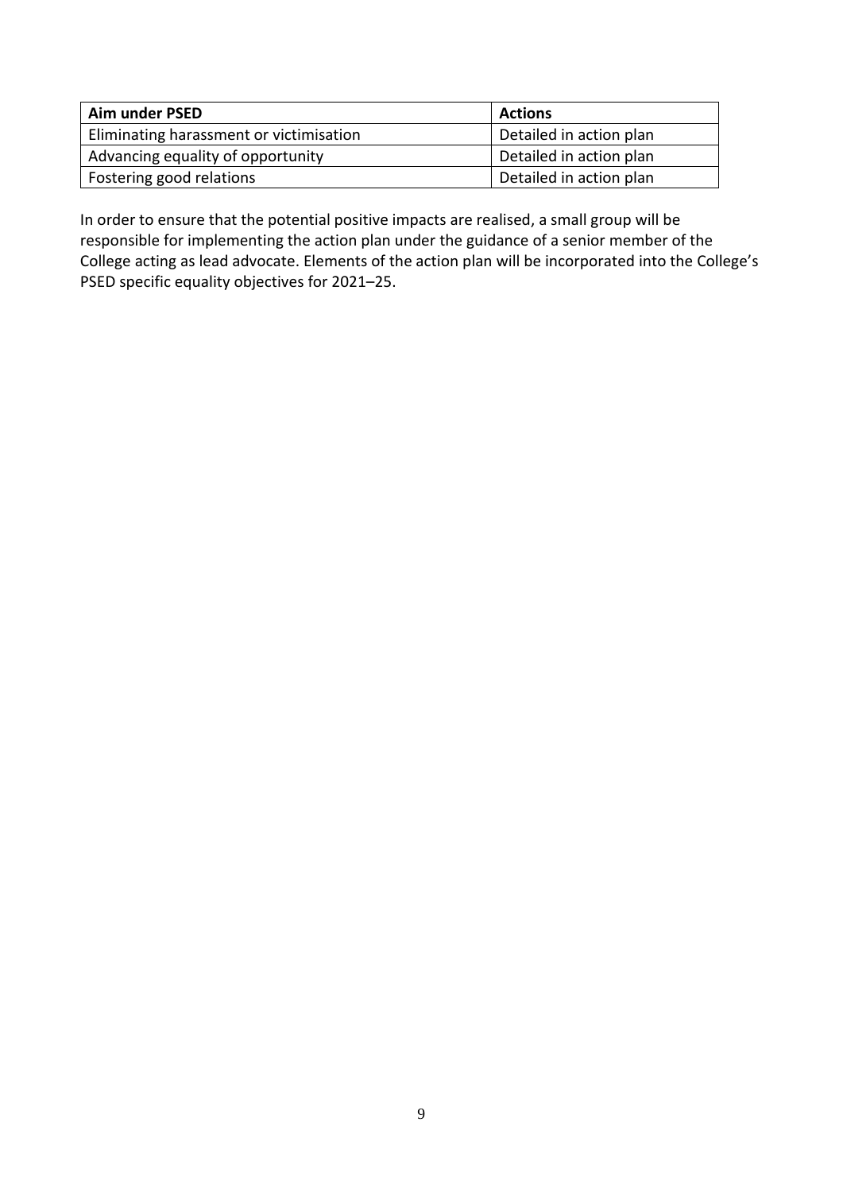| Aim under PSED | Actions |
| --- | --- |
| Eliminating harassment or victimisation | Detailed in action plan |
| Advancing equality of opportunity | Detailed in action plan |
| Fostering good relations | Detailed in action plan |

In order to ensure that the potential positive impacts are realised, a small group will be responsible for implementing the action plan under the guidance of a senior member of the College acting as lead advocate. Elements of the action plan will be incorporated into the College's PSED specific equality objectives for 2021–25.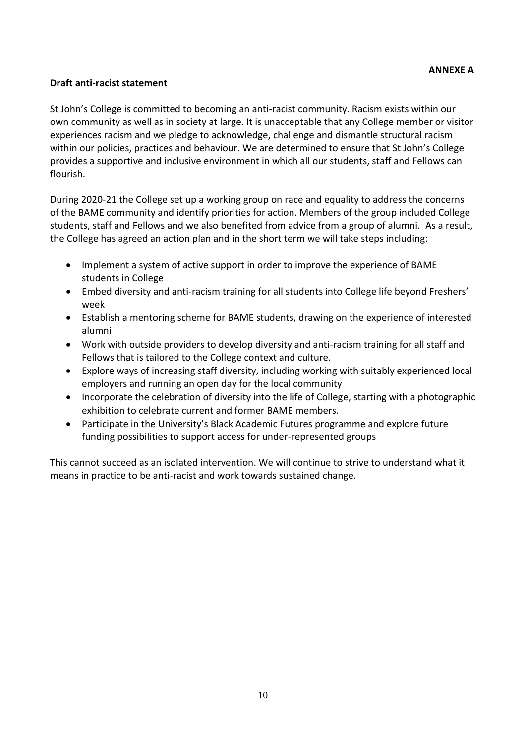**ANNEXE A**

**Draft anti-racist statement**

St John's College is committed to becoming an anti-racist community. Racism exists within our own community as well as in society at large. It is unacceptable that any College member or visitor experiences racism and we pledge to acknowledge, challenge and dismantle structural racism within our policies, practices and behaviour. We are determined to ensure that St John's College provides a supportive and inclusive environment in which all our students, staff and Fellows can flourish.

During 2020-21 the College set up a working group on race and equality to address the concerns of the BAME community and identify priorities for action. Members of the group included College students, staff and Fellows and we also benefited from advice from a group of alumni. As a result, the College has agreed an action plan and in the short term we will take steps including:

- Implement a system of active support in order to improve the experience of BAME students in College
- Embed diversity and anti-racism training for all students into College life beyond Freshers' week
- Establish a mentoring scheme for BAME students, drawing on the experience of interested alumni
- Work with outside providers to develop diversity and anti-racism training for all staff and Fellows that is tailored to the College context and culture.
- Explore ways of increasing staff diversity, including working with suitably experienced local employers and running an open day for the local community
- Incorporate the celebration of diversity into the life of College, starting with a photographic exhibition to celebrate current and former BAME members.
- Participate in the University's Black Academic Futures programme and explore future funding possibilities to support access for under-represented groups

This cannot succeed as an isolated intervention. We will continue to strive to understand what it means in practice to be anti-racist and work towards sustained change.